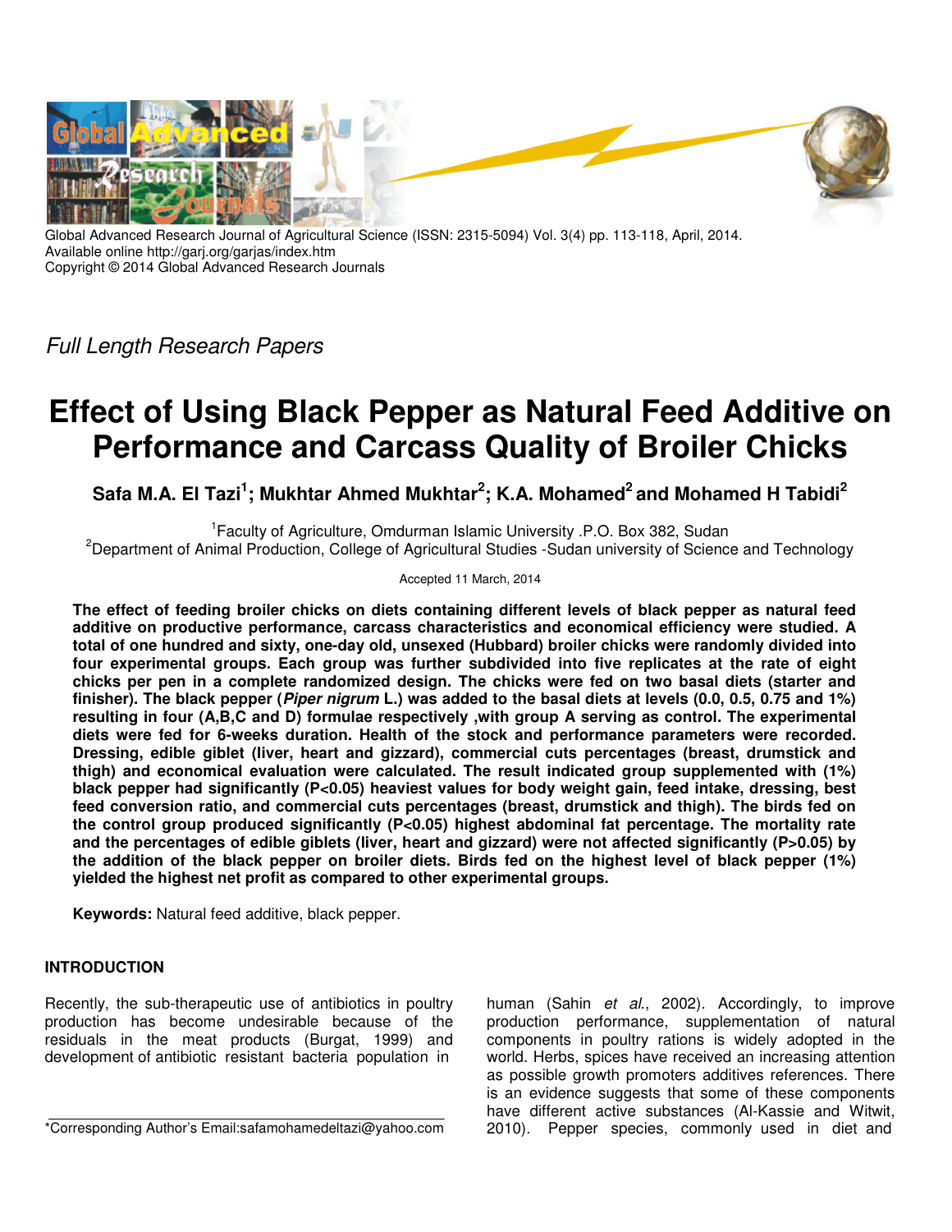Global Advanced Research Journal of Agricultural Science (ISSN: 2315-5094) Vol. 3(4) pp. 113-118, April, 2014.
Available online http://garj.org/garjas/index.htm
Copyright © 2014 Global Advanced Research Journals

*Full Length Research Papers*

# Effect of Using Black Pepper as Natural Feed Additive on Performance and Carcass Quality of Broiler Chicks

**Safa M.A. El Tazi[1]; Mukhtar Ahmed Mukhtar[2]; K.A. Mohamed[2] and Mohamed H Tabidi[2]**

[1]Faculty of Agriculture, Omdurman Islamic University .P.O. Box 382, Sudan
[2]Department of Animal Production, College of Agricultural Studies -Sudan university of Science and Technology

Accepted 11 March, 2014

**The effect of feeding broiler chicks on diets containing different levels of black pepper as natural feed additive on productive performance, carcass characteristics and economical efficiency were studied. A total of one hundred and sixty, one-day old, unsexed (Hubbard) broiler chicks were randomly divided into four experimental groups. Each group was further subdivided into five replicates at the rate of eight chicks per pen in a complete randomized design. The chicks were fed on two basal diets (starter and finisher). The black pepper (*Piper nigrum* L.) was added to the basal diets at levels (0.0, 0.5, 0.75 and 1%) resulting in four (A,B,C and D) formulae respectively ,with group A serving as control. The experimental diets were fed for 6-weeks duration. Health of the stock and performance parameters were recorded. Dressing, edible giblet (liver, heart and gizzard), commercial cuts percentages (breast, drumstick and thigh) and economical evaluation were calculated. The result indicated group supplemented with (1%) black pepper had significantly (P<0.05) heaviest values for body weight gain, feed intake, dressing, best feed conversion ratio, and commercial cuts percentages (breast, drumstick and thigh). The birds fed on the control group produced significantly (P<0.05) highest abdominal fat percentage. The mortality rate and the percentages of edible giblets (liver, heart and gizzard) were not affected significantly (P>0.05) by the addition of the black pepper on broiler diets. Birds fed on the highest level of black pepper (1%) yielded the highest net profit as compared to other experimental groups.**

**Keywords:** Natural feed additive, black pepper.

## INTRODUCTION

Recently, the sub-therapeutic use of antibiotics in poultry production has become undesirable because of the residuals in the meat products (Burgat, 1999) and development of antibiotic resistant bacteria population in human (Sahin *et al*., 2002). Accordingly, to improve production performance, supplementation of natural components in poultry rations is widely adopted in the world. Herbs, spices have received an increasing attention as possible growth promoters additives references. There is an evidence suggests that some of these components have different active substances (Al-Kassie and Witwit, 2010). Pepper species, commonly used in diet and

*Corresponding Author's Email:safamohamedeltazi@yahoo.com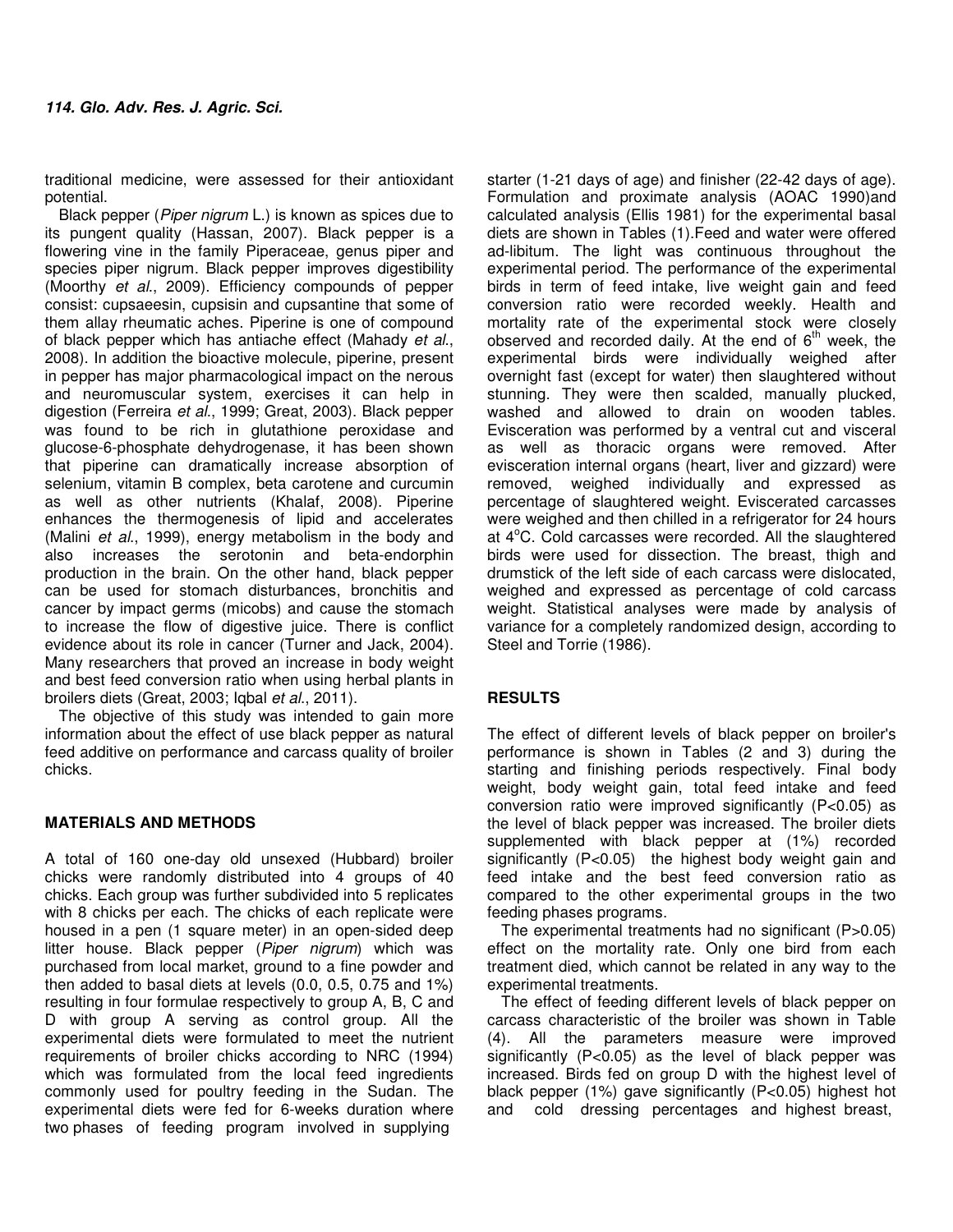traditional medicine, were assessed for their antioxidant potential.

Black pepper (*Piper nigrum* L.) is known as spices due to its pungent quality (Hassan, 2007). Black pepper is a flowering vine in the family Piperaceae, genus piper and species piper nigrum. Black pepper improves digestibility (Moorthy *et al*., 2009). Efficiency compounds of pepper consist: cupsaeesin, cupsisin and cupsantine that some of them allay rheumatic aches. Piperine is one of compound of black pepper which has antiache effect (Mahady *et al*., 2008). In addition the bioactive molecule, piperine, present in pepper has major pharmacological impact on the nerous and neuromuscular system, exercises it can help in digestion (Ferreira *et al*., 1999; Great, 2003). Black pepper was found to be rich in glutathione peroxidase and glucose-6-phosphate dehydrogenase, it has been shown that piperine can dramatically increase absorption of selenium, vitamin B complex, beta carotene and curcumin as well as other nutrients (Khalaf, 2008). Piperine enhances the thermogenesis of lipid and accelerates (Malini *et al*., 1999), energy metabolism in the body and also increases the serotonin and beta-endorphin production in the brain. On the other hand, black pepper can be used for stomach disturbances, bronchitis and cancer by impact germs (micobs) and cause the stomach to increase the flow of digestive juice. There is conflict evidence about its role in cancer (Turner and Jack, 2004). Many researchers that proved an increase in body weight and best feed conversion ratio when using herbal plants in broilers diets (Great, 2003; Iqbal *et al*., 2011).

The objective of this study was intended to gain more information about the effect of use black pepper as natural feed additive on performance and carcass quality of broiler chicks.

## MATERIALS AND METHODS

A total of 160 one-day old unsexed (Hubbard) broiler chicks were randomly distributed into 4 groups of 40 chicks. Each group was further subdivided into 5 replicates with 8 chicks per each. The chicks of each replicate were housed in a pen (1 square meter) in an open-sided deep litter house. Black pepper (*Piper nigrum*) which was purchased from local market, ground to a fine powder and then added to basal diets at levels (0.0, 0.5, 0.75 and 1%) resulting in four formulae respectively to group A, B, C and D with group A serving as control group. All the experimental diets were formulated to meet the nutrient requirements of broiler chicks according to NRC (1994) which was formulated from the local feed ingredients commonly used for poultry feeding in the Sudan. The experimental diets were fed for 6-weeks duration where two phases of feeding program involved in supplying starter (1-21 days of age) and finisher (22-42 days of age). Formulation and proximate analysis (AOAC 1990)and calculated analysis (Ellis 1981) for the experimental basal diets are shown in Tables (1).Feed and water were offered ad-libitum. The light was continuous throughout the experimental period. The performance of the experimental birds in term of feed intake, live weight gain and feed conversion ratio were recorded weekly. Health and mortality rate of the experimental stock were closely observed and recorded daily. At the end of $6^{th}$ week, the experimental birds were individually weighed after overnight fast (except for water) then slaughtered without stunning. They were then scalded, manually plucked, washed and allowed to drain on wooden tables. Evisceration was performed by a ventral cut and visceral as well as thoracic organs were removed. After evisceration internal organs (heart, liver and gizzard) were removed, weighed individually and expressed as percentage of slaughtered weight. Eviscerated carcasses were weighed and then chilled in a refrigerator for 24 hours at 4°C. Cold carcasses were recorded. All the slaughtered birds were used for dissection. The breast, thigh and drumstick of the left side of each carcass were dislocated, weighed and expressed as percentage of cold carcass weight. Statistical analyses were made by analysis of variance for a completely randomized design, according to Steel and Torrie (1986).

## RESULTS

The effect of different levels of black pepper on broiler's performance is shown in Tables (2 and 3) during the starting and finishing periods respectively. Final body weight, body weight gain, total feed intake and feed conversion ratio were improved significantly ($P<0.05$) as the level of black pepper was increased. The broiler diets supplemented with black pepper at (1%) recorded significantly ($P<0.05$) the highest body weight gain and feed intake and the best feed conversion ratio as compared to the other experimental groups in the two feeding phases programs.

The experimental treatments had no significant ($P>0.05$) effect on the mortality rate. Only one bird from each treatment died, which cannot be related in any way to the experimental treatments.

The effect of feeding different levels of black pepper on carcass characteristic of the broiler was shown in Table (4). All the parameters measure were improved significantly ($P<0.05$) as the level of black pepper was increased. Birds fed on group D with the highest level of black pepper (1%) gave significantly ($P<0.05$) highest hot and cold dressing percentages and highest breast,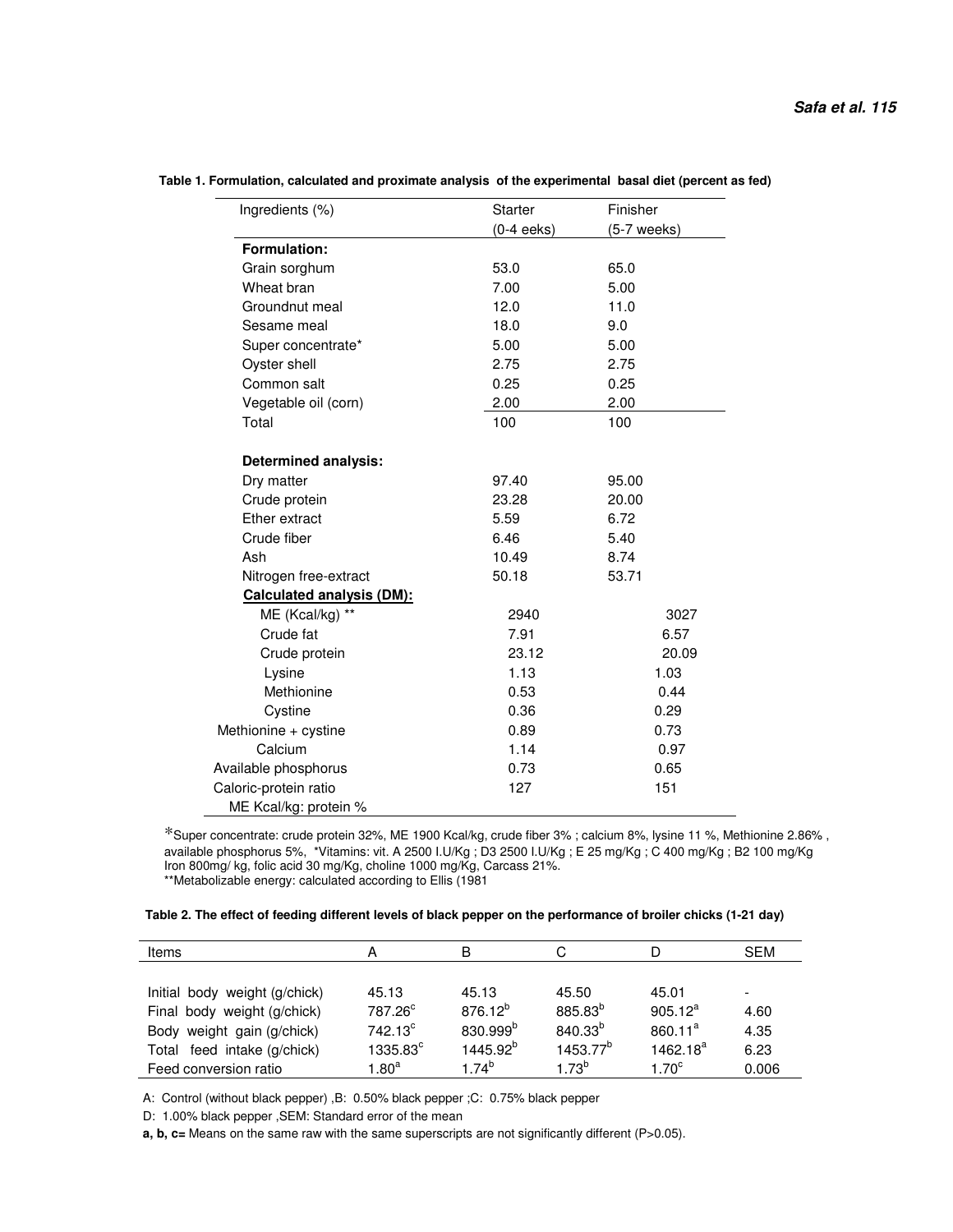**Table 1. Formulation, calculated and proximate analysis of the experimental basal diet (percent as fed)**

| Ingredients (%) | Starter (0-4 eeks) | Finisher (5-7 weeks) |
|---|---|---|
| **Formulation:** | | |
| Grain sorghum | 53.0 | 65.0 |
| Wheat bran | 7.00 | 5.00 |
| Groundnut meal | 12.0 | 11.0 |
| Sesame meal | 18.0 | 9.0 |
| Super concentrate* | 5.00 | 5.00 |
| Oyster shell | 2.75 | 2.75 |
| Common salt | 0.25 | 0.25 |
| Vegetable oil (corn) | 2.00 | 2.00 |
| Total | 100 | 100 |
| **Determined analysis:** | | |
| Dry matter | 97.40 | 95.00 |
| Crude protein | 23.28 | 20.00 |
| Ether extract | 5.59 | 6.72 |
| Crude fiber | 6.46 | 5.40 |
| Ash | 10.49 | 8.74 |
| Nitrogen free-extract | 50.18 | 53.71 |
| **Calculated analysis (DM):** | | |
| ME (Kcal/kg) ** | 2940 | 3027 |
| Crude fat | 7.91 | 6.57 |
| Crude protein | 23.12 | 20.09 |
| Lysine | 1.13 | 1.03 |
| Methionine | 0.53 | 0.44 |
| Cystine | 0.36 | 0.29 |
| Methionine + cystine | 0.89 | 0.73 |
| Calcium | 1.14 | 0.97 |
| Available phosphorus | 0.73 | 0.65 |
| Caloric-protein ratio ME Kcal/kg: protein % | 127 | 151 |

*Super concentrate: crude protein 32%, ME 1900 Kcal/kg, crude fiber 3% ; calcium 8%, lysine 11 %, Methionine 2.86% , available phosphorus 5%, *Vitamins: vit. A 2500 I.U/Kg ; D3 2500 I.U/Kg ; E 25 mg/Kg ; C 400 mg/Kg ; B2 100 mg/Kg Iron 800mg/ kg, folic acid 30 mg/Kg, choline 1000 mg/Kg, Carcass 21%.
**Metabolizable energy: calculated according to Ellis (1981

**Table 2. The effect of feeding different levels of black pepper on the performance of broiler chicks (1-21 day)**

| Items | A | B | C | D | SEM |
|---|---|---|---|---|---|
| Initial body weight (g/chick) | 45.13 | 45.13 | 45.50 | 45.01 | - |
| Final body weight (g/chick) | 787.26[c] | 876.12[b] | 885.83[b] | 905.12[a] | 4.60 |
| Body weight gain (g/chick) | 742.13[c] | 830.999[b] | 840.33[b] | 860.11[a] | 4.35 |
| Total feed intake (g/chick) | 1335.83[c] | 1445.92[b] | 1453.77[b] | 1462.18[a] | 6.23 |
| Feed conversion ratio | 1.80[a] | 1.74[b] | 1.73[b] | 1.70[c] | 0.006 |

A: Control (without black pepper) ,B: 0.50% black pepper ;C: 0.75% black pepper

D: 1.00% black pepper ,SEM: Standard error of the mean

**a, b, c=** Means on the same raw with the same superscripts are not significantly different (P>0.05).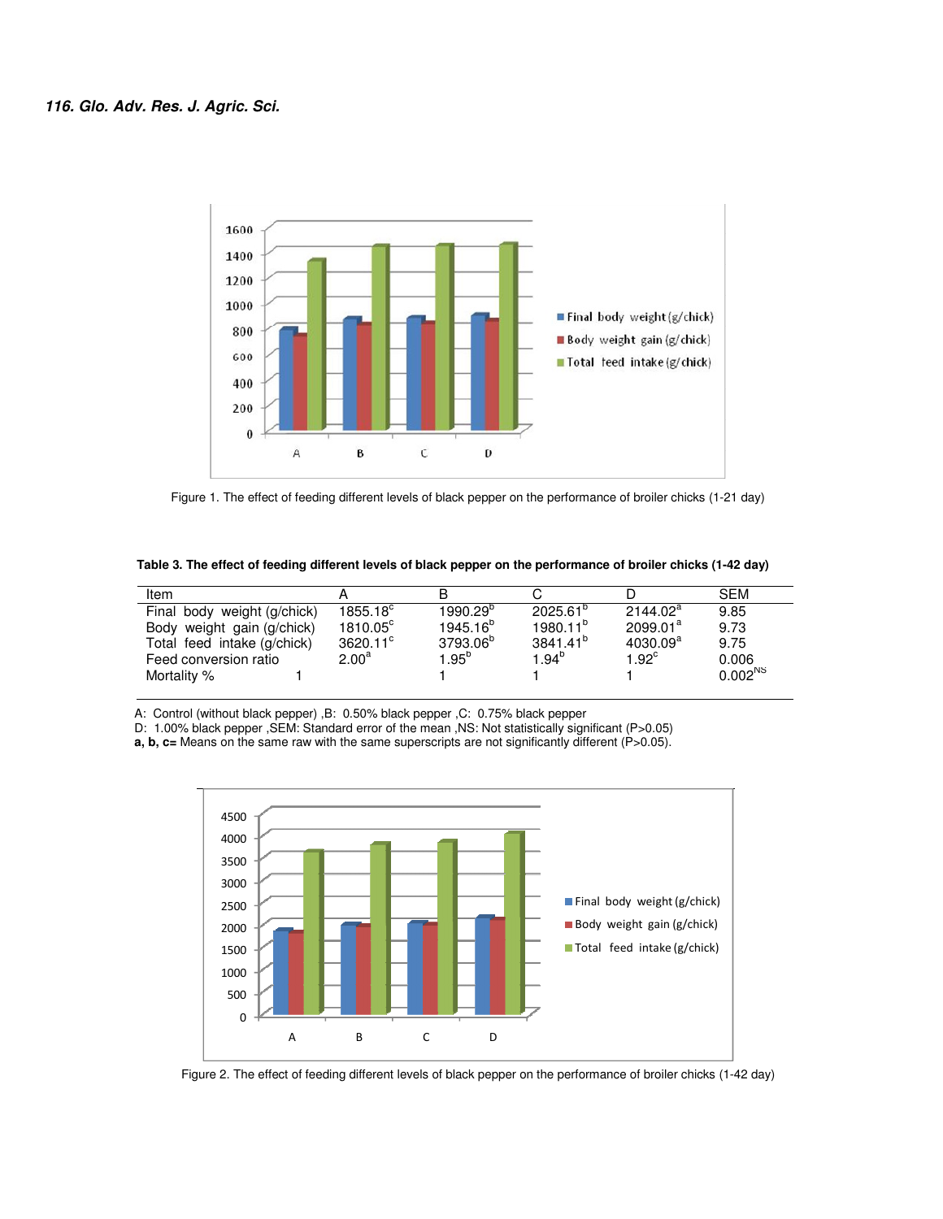Figure 1. The effect of feeding different levels of black pepper on the performance of broiler chicks (1-21 day)

**Table 3. The effect of feeding different levels of black pepper on the performance of broiler chicks (1-42 day)**

| Item | A | B | C | D | SEM |
|---|---|---|---|---|---|
| Final body weight (g/chick) | 1855.18[c] | 1990.29[b] | 2025.61[b] | 2144.02[a] | 9.85 |
| Body weight gain (g/chick) | 1810.05[c] | 1945.16[b] | 1980.11[b] | 2099.01[a] | 9.73 |
| Total feed intake (g/chick) | 3620.11[c] | 3793.06[b] | 3841.41[b] | 4030.09[a] | 9.75 |
| Feed conversion ratio | 2.00[a] | 1.95[b] | 1.94[b] | 1.92[c] | 0.006 |
| Mortality % | 1 | 1 | 1 | 1 | 0.002[NS] |

A: Control (without black pepper) ,B: 0.50% black pepper ,C: 0.75% black pepper
D: 1.00% black pepper ,SEM: Standard error of the mean ,NS: Not statistically significant (P>0.05)
**a, b, c=** Means on the same raw with the same superscripts are not significantly different (P>0.05).

Figure 2. The effect of feeding different levels of black pepper on the performance of broiler chicks (1-42 day)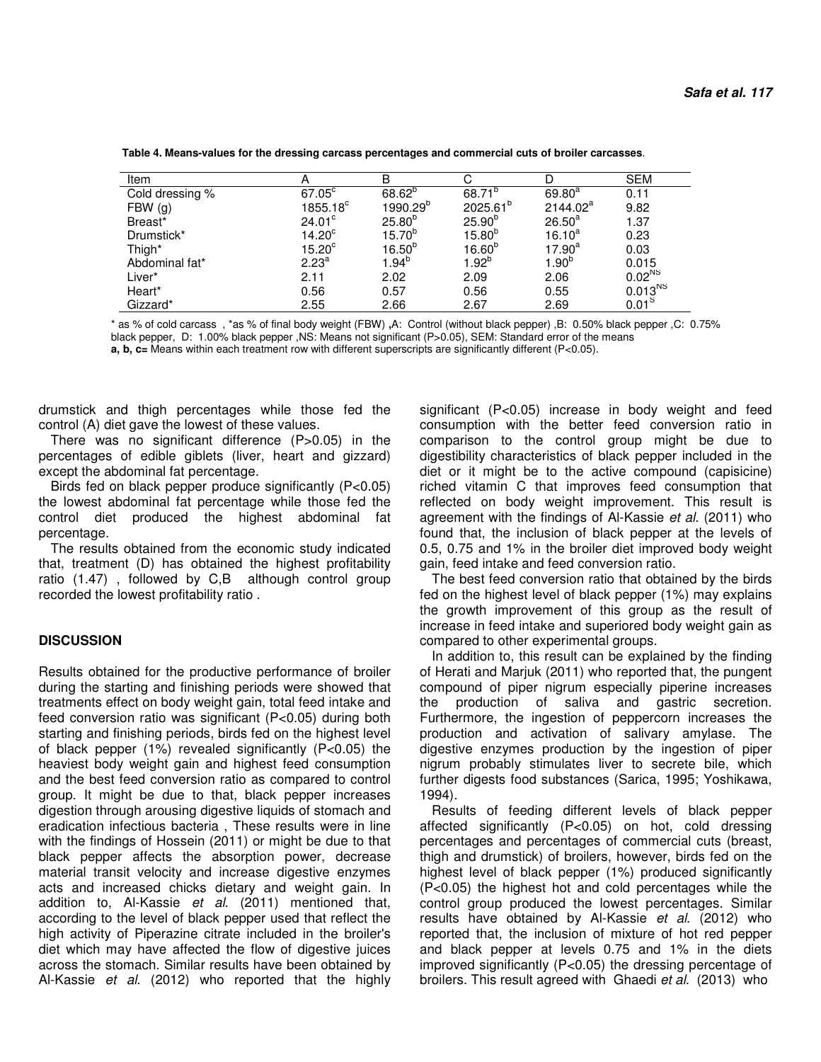**Table 4. Means-values for the dressing carcass percentages and commercial cuts of broiler carcasses.**

| Item | A | B | C | D | SEM |
|---|---|---|---|---|---|
| Cold dressing % | 67.05[c] | 68.62[b] | 68.71[b] | 69.80[a] | 0.11 |
| FBW (g) | 1855.18[c] | 1990.29[b] | 2025.61[b] | 2144.02[a] | 9.82 |
| Breast* | 24.01[c] | 25.80[b] | 25.90[b] | 26.50[a] | 1.37 |
| Drumstick* | 14.20[c] | 15.70[b] | 15.80[b] | 16.10[a] | 0.23 |
| Thigh* | 15.20[c] | 16.50[b] | 16.60[b] | 17.90[a] | 0.03 |
| Abdominal fat* | 2.23[a] | 1.94[b] | 1.92[b] | 1.90[b] | 0.015 |
| Liver* | 2.11 | 2.02 | 2.09 | 2.06 | 0.02[NS] |
| Heart* | 0.56 | 0.57 | 0.56 | 0.55 | 0.013[NS] |
| Gizzard* | 2.55 | 2.66 | 2.67 | 2.69 | 0.01[S] |

\* as % of cold carcass , *as % of final body weight (FBW) ,A: Control (without black pepper) ,B: 0.50% black pepper ,C: 0.75% black pepper, D: 1.00% black pepper ,NS: Means not significant (P>0.05), SEM: Standard error of the means

**a, b, c=** Means within each treatment row with different superscripts are significantly different (P<0.05).

drumstick and thigh percentages while those fed the control (A) diet gave the lowest of these values.

There was no significant difference (P>0.05) in the percentages of edible giblets (liver, heart and gizzard) except the abdominal fat percentage.

Birds fed on black pepper produce significantly (P<0.05) the lowest abdominal fat percentage while those fed the control diet produced the highest abdominal fat percentage.

The results obtained from the economic study indicated that, treatment (D) has obtained the highest profitability ratio (1.47) , followed by C,B although control group recorded the lowest profitability ratio .

## DISCUSSION

Results obtained for the productive performance of broiler during the starting and finishing periods were showed that treatments effect on body weight gain, total feed intake and feed conversion ratio was significant (P<0.05) during both starting and finishing periods, birds fed on the highest level of black pepper (1%) revealed significantly (P<0.05) the heaviest body weight gain and highest feed consumption and the best feed conversion ratio as compared to control group. It might be due to that, black pepper increases digestion through arousing digestive liquids of stomach and eradication infectious bacteria , These results were in line with the findings of Hossein (2011) or might be due to that black pepper affects the absorption power, decrease material transit velocity and increase digestive enzymes acts and increased chicks dietary and weight gain. In addition to, Al-Kassie *et al.* (2011) mentioned that, according to the level of black pepper used that reflect the high activity of Piperazine citrate included in the broiler's diet which may have affected the flow of digestive juices across the stomach. Similar results have been obtained by Al-Kassie *et al.* (2012) who reported that the highly significant (P<0.05) increase in body weight and feed consumption with the better feed conversion ratio in comparison to the control group might be due to digestibility characteristics of black pepper included in the diet or it might be to the active compound (capisicine) riched vitamin C that improves feed consumption that reflected on body weight improvement. This result is agreement with the findings of Al-Kassie *et al*. (2011) who found that, the inclusion of black pepper at the levels of 0.5, 0.75 and 1% in the broiler diet improved body weight gain, feed intake and feed conversion ratio.

The best feed conversion ratio that obtained by the birds fed on the highest level of black pepper (1%) may explains the growth improvement of this group as the result of increase in feed intake and superiored body weight gain as compared to other experimental groups.

In addition to, this result can be explained by the finding of Herati and Marjuk (2011) who reported that, the pungent compound of piper nigrum especially piperine increases the production of saliva and gastric secretion. Furthermore, the ingestion of peppercorn increases the production and activation of salivary amylase. The digestive enzymes production by the ingestion of piper nigrum probably stimulates liver to secrete bile, which further digests food substances (Sarica, 1995; Yoshikawa, 1994).

Results of feeding different levels of black pepper affected significantly (P<0.05) on hot, cold dressing percentages and percentages of commercial cuts (breast, thigh and drumstick) of broilers, however, birds fed on the highest level of black pepper (1%) produced significantly (P<0.05) the highest hot and cold percentages while the control group produced the lowest percentages. Similar results have obtained by Al-Kassie *et al.* (2012) who reported that, the inclusion of mixture of hot red pepper and black pepper at levels 0.75 and 1% in the diets improved significantly (P<0.05) the dressing percentage of broilers. This result agreed with Ghaedi *et al*. (2013) who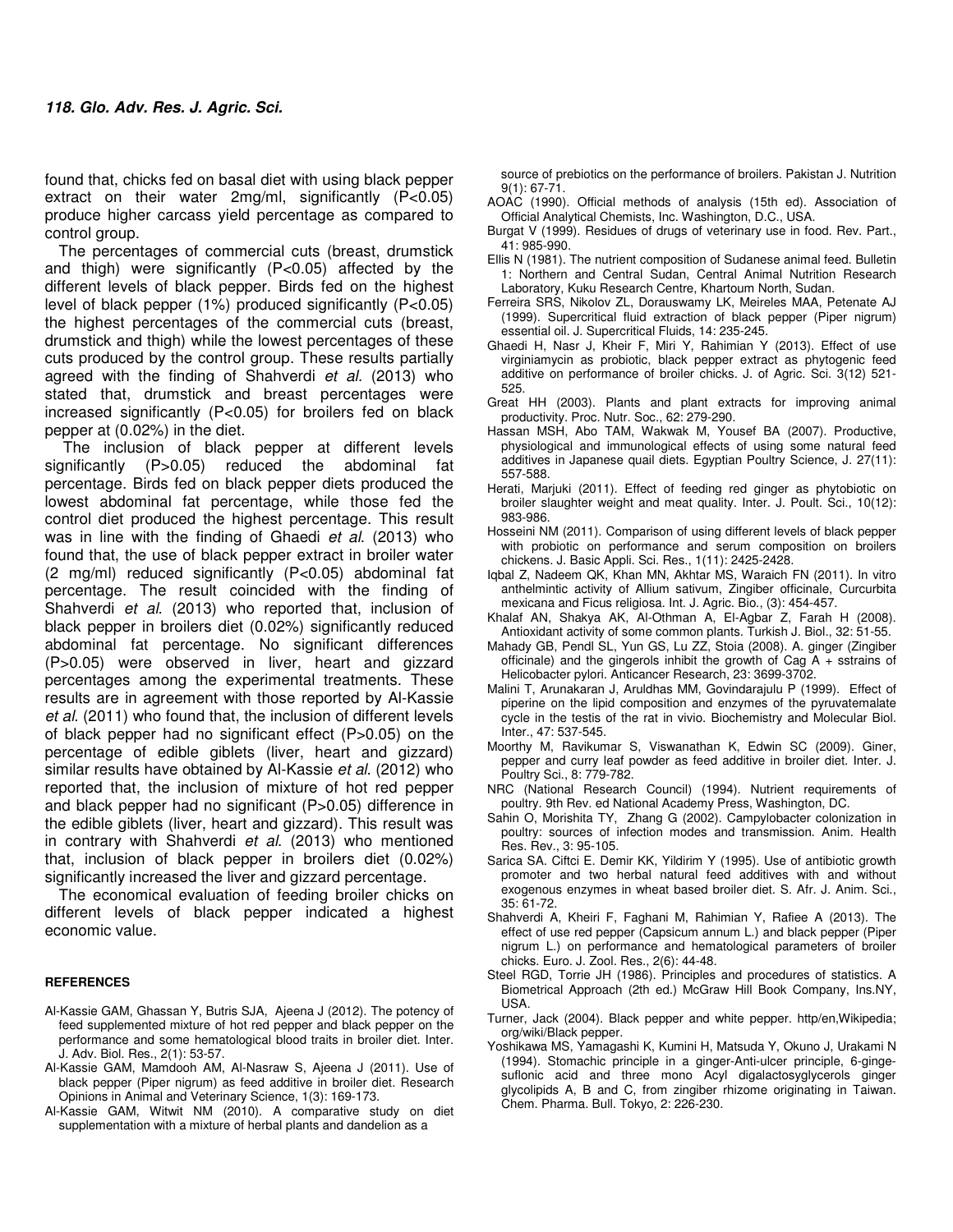found that, chicks fed on basal diet with using black pepper extract on their water 2mg/ml, significantly ($P<0.05$) produce higher carcass yield percentage as compared to control group.

The percentages of commercial cuts (breast, drumstick and thigh) were significantly ($P<0.05$) affected by the different levels of black pepper. Birds fed on the highest level of black pepper (1%) produced significantly ($P<0.05$) the highest percentages of the commercial cuts (breast, drumstick and thigh) while the lowest percentages of these cuts produced by the control group. These results partially agreed with the finding of Shahverdi *et al.* (2013) who stated that, drumstick and breast percentages were increased significantly ($P<0.05$) for broilers fed on black pepper at (0.02%) in the diet.

The inclusion of black pepper at different levels significantly ($P>0.05$) reduced the abdominal fat percentage. Birds fed on black pepper diets produced the lowest abdominal fat percentage, while those fed the control diet produced the highest percentage. This result was in line with the finding of Ghaedi *et al*. (2013) who found that, the use of black pepper extract in broiler water (2 mg/ml) reduced significantly ($P<0.05$) abdominal fat percentage. The result coincided with the finding of Shahverdi *et al*. (2013) who reported that, inclusion of black pepper in broilers diet (0.02%) significantly reduced abdominal fat percentage. No significant differences ($P>0.05$) were observed in liver, heart and gizzard percentages among the experimental treatments. These results are in agreement with those reported by Al-Kassie *et al*. (2011) who found that, the inclusion of different levels of black pepper had no significant effect ($P>0.05$) on the percentage of edible giblets (liver, heart and gizzard) similar results have obtained by Al-Kassie *et al*. (2012) who reported that, the inclusion of mixture of hot red pepper and black pepper had no significant ($P>0.05$) difference in the edible giblets (liver, heart and gizzard). This result was in contrary with Shahverdi *et al*. (2013) who mentioned that, inclusion of black pepper in broilers diet (0.02%) significantly increased the liver and gizzard percentage.

The economical evaluation of feeding broiler chicks on different levels of black pepper indicated a highest economic value.

## REFERENCES

Al-Kassie GAM, Ghassan Y, Butris SJA, Ajeena J (2012). The potency of feed supplemented mixture of hot red pepper and black pepper on the performance and some hematological blood traits in broiler diet. Inter. J. Adv. Biol. Res., 2(1): 53-57.

Al-Kassie GAM, Mamdooh AM, Al-Nasraw S, Ajeena J (2011). Use of black pepper (Piper nigrum) as feed additive in broiler diet. Research Opinions in Animal and Veterinary Science, 1(3): 169-173.

Al-Kassie GAM, Witwit NM (2010). A comparative study on diet supplementation with a mixture of herbal plants and dandelion as a source of prebiotics on the performance of broilers. Pakistan J. Nutrition 9(1): 67-71.

AOAC (1990). Official methods of analysis (15th ed). Association of Official Analytical Chemists, Inc. Washington, D.C., USA.

Burgat V (1999). Residues of drugs of veterinary use in food. Rev. Part., 41: 985-990.

Ellis N (1981). The nutrient composition of Sudanese animal feed. Bulletin 1: Northern and Central Sudan, Central Animal Nutrition Research Laboratory, Kuku Research Centre, Khartoum North, Sudan.

Ferreira SRS, Nikolov ZL, Dorauswamy LK, Meireles MAA, Petenate AJ (1999). Supercritical fluid extraction of black pepper (Piper nigrum) essential oil. J. Supercritical Fluids, 14: 235-245.

Ghaedi H, Nasr J, Kheir F, Miri Y, Rahimian Y (2013). Effect of use virginiamycin as probiotic, black pepper extract as phytogenic feed additive on performance of broiler chicks. J. of Agric. Sci. 3(12) 521-525.

Great HH (2003). Plants and plant extracts for improving animal productivity. Proc. Nutr. Soc., 62: 279-290.

Hassan MSH, Abo TAM, Wakwak M, Yousef BA (2007). Productive, physiological and immunological effects of using some natural feed additives in Japanese quail diets. Egyptian Poultry Science, J. 27(11): 557-588.

Herati, Marjuki (2011). Effect of feeding red ginger as phytobiotic on broiler slaughter weight and meat quality. Inter. J. Poult. Sci., 10(12): 983-986.

Hosseini NM (2011). Comparison of using different levels of black pepper with probiotic on performance and serum composition on broilers chickens. J. Basic Appli. Sci. Res., 1(11): 2425-2428.

Iqbal Z, Nadeem QK, Khan MN, Akhtar MS, Waraich FN (2011). In vitro anthelmintic activity of Allium sativum, Zingiber officinale, Curcurbita mexicana and Ficus religiosa. Int. J. Agric. Bio., (3): 454-457.

Khalaf AN, Shakya AK, Al-Othman A, El-Agbar Z, Farah H (2008). Antioxidant activity of some common plants. Turkish J. Biol., 32: 51-55.

Mahady GB, Pendl SL, Yun GS, Lu ZZ, Stoia (2008). A. ginger (Zingiber officinale) and the gingerols inhibit the growth of Cag A + sstrains of Helicobacter pylori. Anticancer Research, 23: 3699-3702.

Malini T, Arunakaran J, Aruldhas MM, Govindarajulu P (1999). Effect of piperine on the lipid composition and enzymes of the pyruvatemalate cycle in the testis of the rat in vivio. Biochemistry and Molecular Biol. Inter., 47: 537-545.

Moorthy M, Ravikumar S, Viswanathan K, Edwin SC (2009). Giner, pepper and curry leaf powder as feed additive in broiler diet. Inter. J. Poultry Sci., 8: 779-782.

NRC (National Research Council) (1994). Nutrient requirements of poultry. 9th Rev. ed National Academy Press, Washington, DC.

Sahin O, Morishita TY, Zhang G (2002). Campylobacter colonization in poultry: sources of infection modes and transmission. Anim. Health Res. Rev., 3: 95-105.

Sarica SA. Ciftci E. Demir KK, Yildirim Y (1995). Use of antibiotic growth promoter and two herbal natural feed additives with and without exogenous enzymes in wheat based broiler diet. S. Afr. J. Anim. Sci., 35: 61-72.

Shahverdi A, Kheiri F, Faghani M, Rahimian Y, Rafiee A (2013). The effect of use red pepper (Capsicum annum L.) and black pepper (Piper nigrum L.) on performance and hematological parameters of broiler chicks. Euro. J. Zool. Res., 2(6): 44-48.

Steel RGD, Torrie JH (1986). Principles and procedures of statistics. A Biometrical Approach (2th ed.) McGraw Hill Book Company, Ins.NY, USA.

Turner, Jack (2004). Black pepper and white pepper. http/en,Wikipedia; org/wiki/Black pepper.

Yoshikawa MS, Yamagashi K, Kumini H, Matsuda Y, Okuno J, Urakami N (1994). Stomachic principle in a ginger-Anti-ulcer principle, 6-ginge-suflonic acid and three mono Acyl digalactosyglycerols ginger glycolipids A, B and C, from zingiber rhizome originating in Taiwan. Chem. Pharma. Bull. Tokyo, 2: 226-230.